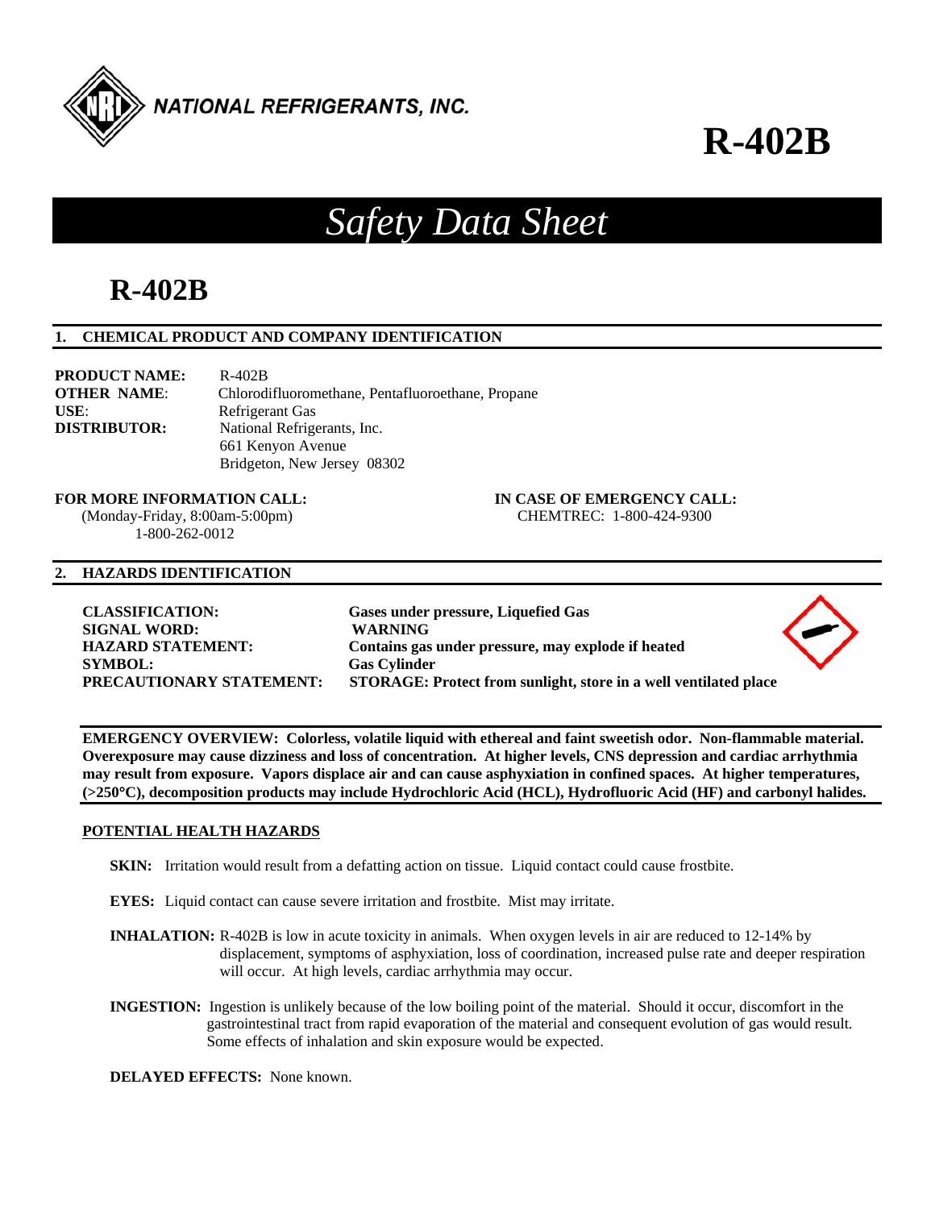NATIONAL REFRIGERANTS, INC.

# R-402B

## *Safety Data Sheet*

# R-402B

### 1. CHEMICAL PRODUCT AND COMPANY IDENTIFICATION

**PRODUCT NAME:** R-402B
**OTHER NAME**: Chlorodifluoromethane, Pentafluoroethane, Propane
**USE**: Refrigerant Gas
**DISTRIBUTOR:** National Refrigerants, Inc.
661 Kenyon Avenue
Bridgeton, New Jersey 08302

**FOR MORE INFORMATION CALL:**
(Monday-Friday, 8:00am-5:00pm)
1-800-262-0012

**IN CASE OF EMERGENCY CALL:**
CHEMTREC: 1-800-424-9300

### 2. HAZARDS IDENTIFICATION

**CLASSIFICATION:** **Gases under pressure, Liquefied Gas**
**SIGNAL WORD:** **WARNING**
**HAZARD STATEMENT:** **Contains gas under pressure, may explode if heated**
**SYMBOL:** **Gas Cylinder**
**PRECAUTIONARY STATEMENT:** **STORAGE: Protect from sunlight, store in a well ventilated place**

**EMERGENCY OVERVIEW: Colorless, volatile liquid with ethereal and faint sweetish odor. Non-flammable material. Overexposure may cause dizziness and loss of concentration. At higher levels, CNS depression and cardiac arrhythmia may result from exposure. Vapors displace air and can cause asphyxiation in confined spaces. At higher temperatures, (>250°C), decomposition products may include Hydrochloric Acid (HCL), Hydrofluoric Acid (HF) and carbonyl halides.**

**POTENTIAL HEALTH HAZARDS**

**SKIN:** Irritation would result from a defatting action on tissue. Liquid contact could cause frostbite.

**EYES:** Liquid contact can cause severe irritation and frostbite. Mist may irritate.

**INHALATION:** R-402B is low in acute toxicity in animals. When oxygen levels in air are reduced to 12-14% by displacement, symptoms of asphyxiation, loss of coordination, increased pulse rate and deeper respiration will occur. At high levels, cardiac arrhythmia may occur.

**INGESTION:** Ingestion is unlikely because of the low boiling point of the material. Should it occur, discomfort in the gastrointestinal tract from rapid evaporation of the material and consequent evolution of gas would result. Some effects of inhalation and skin exposure would be expected.

**DELAYED EFFECTS:** None known.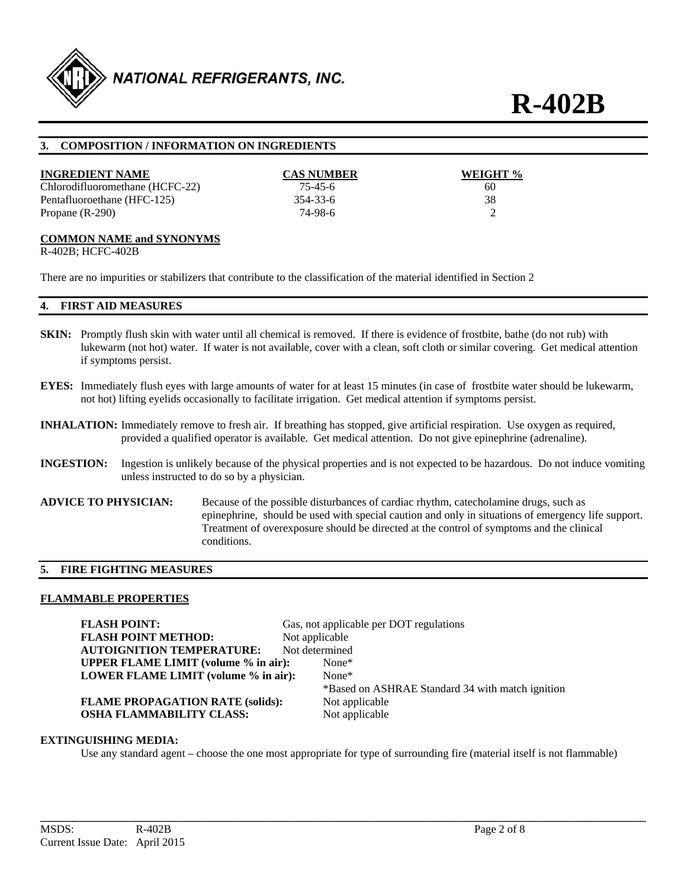## 3. COMPOSITION / INFORMATION ON INGREDIENTS

| INGREDIENT NAME | CAS NUMBER | WEIGHT % |
|---|---|---|
| Chlorodifluoromethane (HCFC-22) | 75-45-6 | 60 |
| Pentafluoroethane (HFC-125) | 354-33-6 | 38 |
| Propane (R-290) | 74-98-6 | 2 |

**COMMON NAME and SYNONYMS**

R-402B; HCFC-402B

There are no impurities or stabilizers that contribute to the classification of the material identified in Section 2

## 4. FIRST AID MEASURES

**SKIN:** Promptly flush skin with water until all chemical is removed. If there is evidence of frostbite, bathe (do not rub) with lukewarm (not hot) water. If water is not available, cover with a clean, soft cloth or similar covering. Get medical attention if symptoms persist.

**EYES:** Immediately flush eyes with large amounts of water for at least 15 minutes (in case of frostbite water should be lukewarm, not hot) lifting eyelids occasionally to facilitate irrigation. Get medical attention if symptoms persist.

**INHALATION:** Immediately remove to fresh air. If breathing has stopped, give artificial respiration. Use oxygen as required, provided a qualified operator is available. Get medical attention. Do not give epinephrine (adrenaline).

**INGESTION:** Ingestion is unlikely because of the physical properties and is not expected to be hazardous. Do not induce vomiting unless instructed to do so by a physician.

**ADVICE TO PHYSICIAN:** Because of the possible disturbances of cardiac rhythm, catecholamine drugs, such as epinephrine, should be used with special caution and only in situations of emergency life support. Treatment of overexposure should be directed at the control of symptoms and the clinical conditions.

## 5. FIRE FIGHTING MEASURES

**FLAMMABLE PROPERTIES**

**FLASH POINT:** Gas, not applicable per DOT regulations
**FLASH POINT METHOD:** Not applicable
**AUTOIGNITION TEMPERATURE:** Not determined
**UPPER FLAME LIMIT (volume % in air):** None*
**LOWER FLAME LIMIT (volume % in air):** None*
*Based on ASHRAE Standard 34 with match ignition
**FLAME PROPAGATION RATE (solids):** Not applicable
**OSHA FLAMMABILITY CLASS:** Not applicable

**EXTINGUISHING MEDIA:**

Use any standard agent – choose the one most appropriate for type of surrounding fire (material itself is not flammable)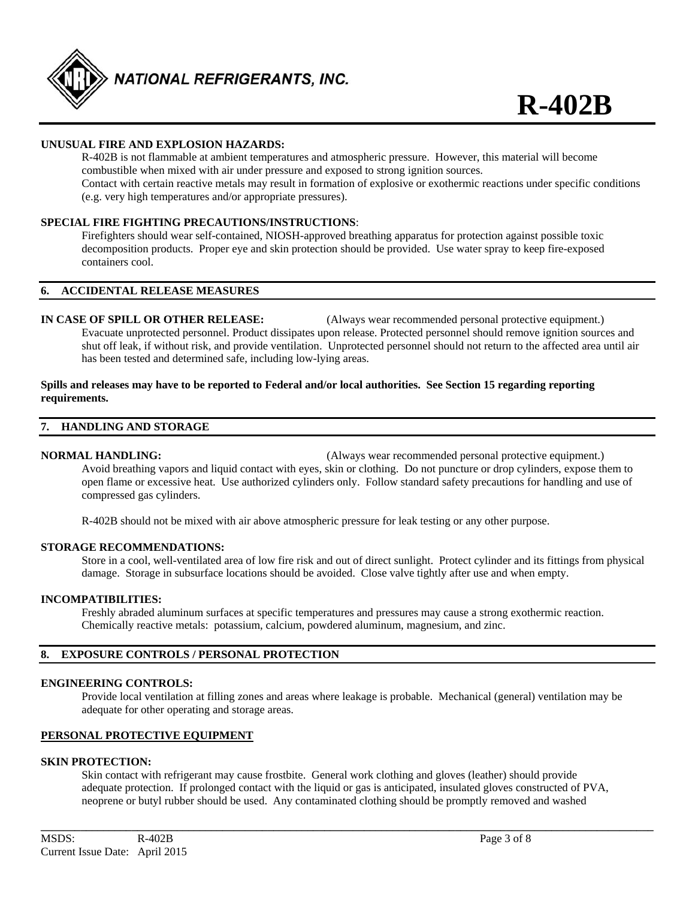**UNUSUAL FIRE AND EXPLOSION HAZARDS:**

R-402B is not flammable at ambient temperatures and atmospheric pressure. However, this material will become combustible when mixed with air under pressure and exposed to strong ignition sources.

Contact with certain reactive metals may result in formation of explosive or exothermic reactions under specific conditions (e.g. very high temperatures and/or appropriate pressures).

**SPECIAL FIRE FIGHTING PRECAUTIONS/INSTRUCTIONS**:

Firefighters should wear self-contained, NIOSH-approved breathing apparatus for protection against possible toxic decomposition products. Proper eye and skin protection should be provided. Use water spray to keep fire-exposed containers cool.

## 6. ACCIDENTAL RELEASE MEASURES

**IN CASE OF SPILL OR OTHER RELEASE:** (Always wear recommended personal protective equipment.)

Evacuate unprotected personnel. Product dissipates upon release. Protected personnel should remove ignition sources and shut off leak, if without risk, and provide ventilation. Unprotected personnel should not return to the affected area until air has been tested and determined safe, including low-lying areas.

**Spills and releases may have to be reported to Federal and/or local authorities. See Section 15 regarding reporting requirements.**

## 7. HANDLING AND STORAGE

**NORMAL HANDLING:** (Always wear recommended personal protective equipment.)

Avoid breathing vapors and liquid contact with eyes, skin or clothing. Do not puncture or drop cylinders, expose them to open flame or excessive heat. Use authorized cylinders only. Follow standard safety precautions for handling and use of compressed gas cylinders.

R-402B should not be mixed with air above atmospheric pressure for leak testing or any other purpose.

**STORAGE RECOMMENDATIONS:**

Store in a cool, well-ventilated area of low fire risk and out of direct sunlight. Protect cylinder and its fittings from physical damage. Storage in subsurface locations should be avoided. Close valve tightly after use and when empty.

**INCOMPATIBILITIES:**

Freshly abraded aluminum surfaces at specific temperatures and pressures may cause a strong exothermic reaction. Chemically reactive metals: potassium, calcium, powdered aluminum, magnesium, and zinc.

## 8. EXPOSURE CONTROLS / PERSONAL PROTECTION

**ENGINEERING CONTROLS:**

Provide local ventilation at filling zones and areas where leakage is probable. Mechanical (general) ventilation may be adequate for other operating and storage areas.

**PERSONAL PROTECTIVE EQUIPMENT**

**SKIN PROTECTION:**

Skin contact with refrigerant may cause frostbite. General work clothing and gloves (leather) should provide adequate protection. If prolonged contact with the liquid or gas is anticipated, insulated gloves constructed of PVA, neoprene or butyl rubber should be used. Any contaminated clothing should be promptly removed and washed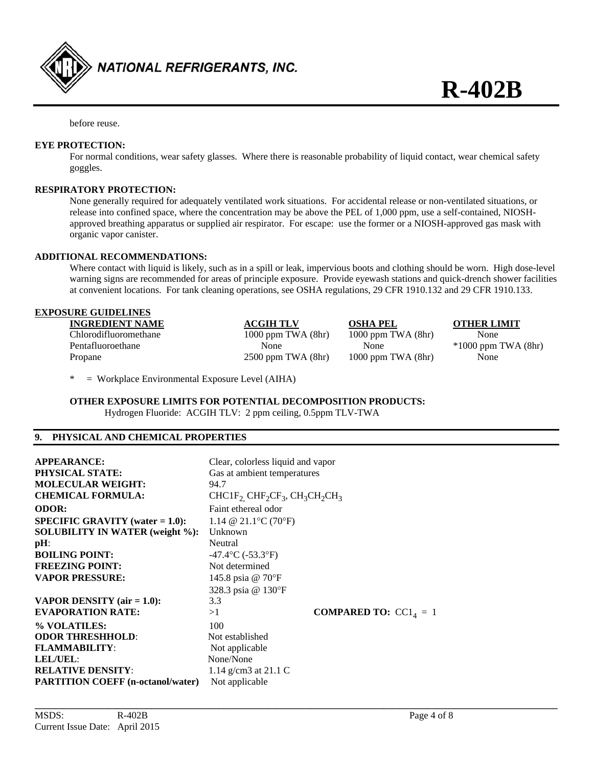before reuse.

**EYE PROTECTION:**

For normal conditions, wear safety glasses. Where there is reasonable probability of liquid contact, wear chemical safety goggles.

**RESPIRATORY PROTECTION:**

None generally required for adequately ventilated work situations. For accidental release or non-ventilated situations, or release into confined space, where the concentration may be above the PEL of 1,000 ppm, use a self-contained, NIOSH-approved breathing apparatus or supplied air respirator. For escape: use the former or a NIOSH-approved gas mask with organic vapor canister.

**ADDITIONAL RECOMMENDATIONS:**

Where contact with liquid is likely, such as in a spill or leak, impervious boots and clothing should be worn. High dose-level warning signs are recommended for areas of principle exposure. Provide eyewash stations and quick-drench shower facilities at convenient locations. For tank cleaning operations, see OSHA regulations, 29 CFR 1910.132 and 29 CFR 1910.133.

**EXPOSURE GUIDELINES**

| INGREDIENT NAME | ACGIH TLV | OSHA PEL | OTHER LIMIT |
|---|---|---|---|
| Chlorodifluoromethane | 1000 ppm TWA (8hr) | 1000 ppm TWA (8hr) | None |
| Pentafluoroethane | None | None | *1000 ppm TWA (8hr) |
| Propane | 2500 ppm TWA (8hr) | 1000 ppm TWA (8hr) | None |

* = Workplace Environmental Exposure Level (AIHA)

**OTHER EXPOSURE LIMITS FOR POTENTIAL DECOMPOSITION PRODUCTS:**

Hydrogen Fluoride: ACGIH TLV: 2 ppm ceiling, 0.5ppm TLV-TWA

## 9. PHYSICAL AND CHEMICAL PROPERTIES

| | |
|---|---|
| **APPEARANCE:** | Clear, colorless liquid and vapor |
| **PHYSICAL STATE:** | Gas at ambient temperatures |
| **MOLECULAR WEIGHT:** | 94.7 |
| **CHEMICAL FORMULA:** | $CHClF_2$, $CHF_2CF_3$, $CH_3CH_2CH_3$ |
| **ODOR:** | Faint ethereal odor |
| **SPECIFIC GRAVITY (water = 1.0):** | 1.14 @ 21.1°C (70°F) |
| **SOLUBILITY IN WATER (weight %):** | Unknown |
| **pH**: | Neutral |
| **BOILING POINT:** | -47.4°C (-53.3°F) |
| **FREEZING POINT:** | Not determined |
| **VAPOR PRESSURE:** | 145.8 psia @ 70°F<br>328.3 psia @ 130°F |
| **VAPOR DENSITY (air = 1.0):** | 3.3 |
| **EVAPORATION RATE:** | >1 **COMPARED TO:** $CCl_4$ = 1 |
| **% VOLATILES:** | 100 |
| **ODOR THRESHHOLD**: | Not established |
| **FLAMMABILITY**: | Not applicable |
| **LEL/UEL**: | None/None |
| **RELATIVE DENSITY**: | 1.14 g/cm3 at 21.1 C |
| **PARTITION COEFF (n-octanol/water)** | Not applicable |

MSDS: R-402B
Current Issue Date: April 2015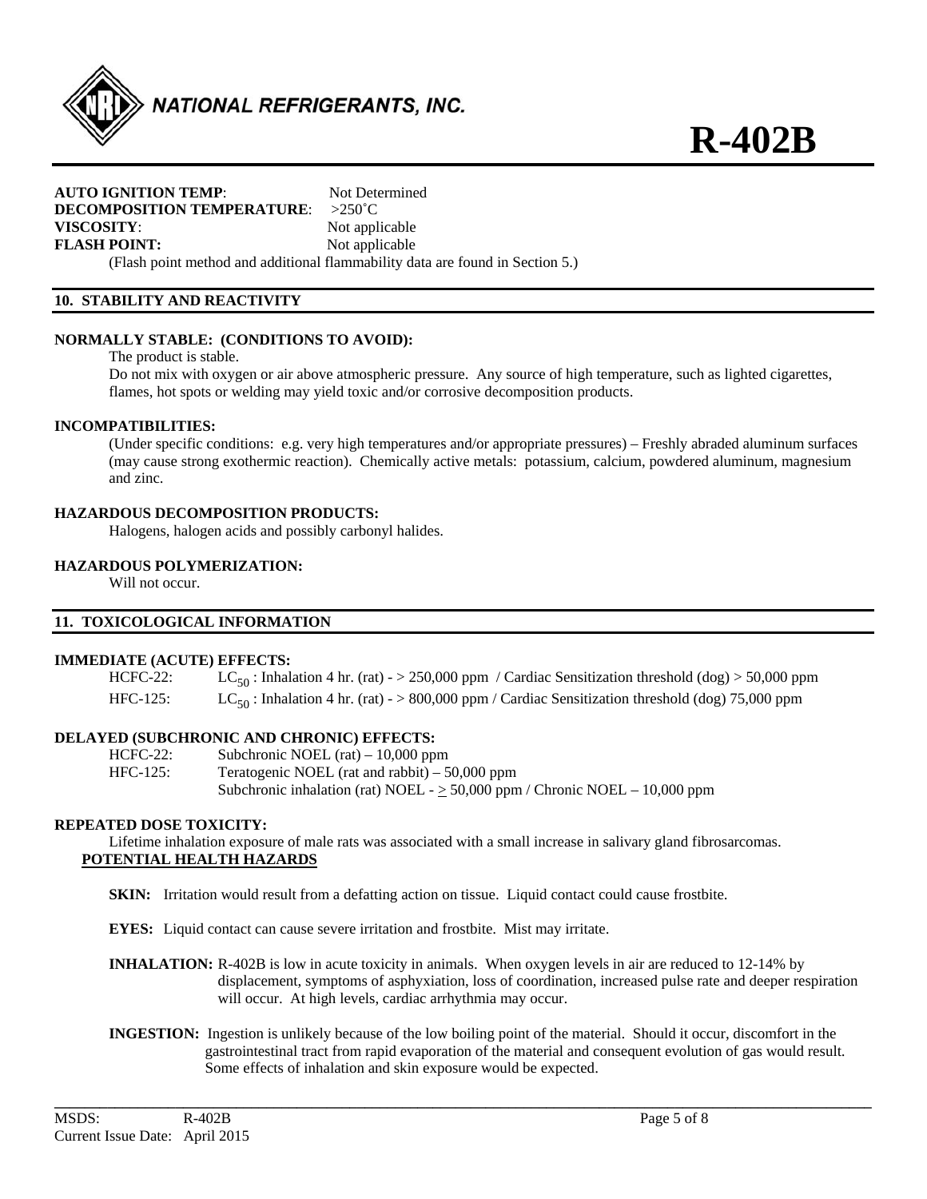**AUTO IGNITION TEMP**: Not Determined
**DECOMPOSITION TEMPERATURE**: >250˚C
**VISCOSITY**: Not applicable
**FLASH POINT:** Not applicable
(Flash point method and additional flammability data are found in Section 5.)

## 10. STABILITY AND REACTIVITY

**NORMALLY STABLE: (CONDITIONS TO AVOID):**

The product is stable.

Do not mix with oxygen or air above atmospheric pressure. Any source of high temperature, such as lighted cigarettes, flames, hot spots or welding may yield toxic and/or corrosive decomposition products.

**INCOMPATIBILITIES:**

(Under specific conditions: e.g. very high temperatures and/or appropriate pressures) – Freshly abraded aluminum surfaces (may cause strong exothermic reaction). Chemically active metals: potassium, calcium, powdered aluminum, magnesium and zinc.

**HAZARDOUS DECOMPOSITION PRODUCTS:**

Halogens, halogen acids and possibly carbonyl halides.

**HAZARDOUS POLYMERIZATION:**

Will not occur.

## 11. TOXICOLOGICAL INFORMATION

**IMMEDIATE (ACUTE) EFFECTS:**

HCFC-22: $LC_{50}$ : Inhalation 4 hr. (rat) - > 250,000 ppm / Cardiac Sensitization threshold (dog) > 50,000 ppm

HFC-125: $LC_{50}$ : Inhalation 4 hr. (rat) - > 800,000 ppm / Cardiac Sensitization threshold (dog) 75,000 ppm

**DELAYED (SUBCHRONIC AND CHRONIC) EFFECTS:**

HCFC-22: Subchronic NOEL (rat) – 10,000 ppm

HFC-125: Teratogenic NOEL (rat and rabbit) – 50,000 ppm
Subchronic inhalation (rat) NOEL - $\geq$ 50,000 ppm / Chronic NOEL – 10,000 ppm

**REPEATED DOSE TOXICITY:**

Lifetime inhalation exposure of male rats was associated with a small increase in salivary gland fibrosarcomas.

**POTENTIAL HEALTH HAZARDS**

**SKIN:** Irritation would result from a defatting action on tissue. Liquid contact could cause frostbite.

**EYES:** Liquid contact can cause severe irritation and frostbite. Mist may irritate.

**INHALATION:** R-402B is low in acute toxicity in animals. When oxygen levels in air are reduced to 12-14% by displacement, symptoms of asphyxiation, loss of coordination, increased pulse rate and deeper respiration will occur. At high levels, cardiac arrhythmia may occur.

**INGESTION:** Ingestion is unlikely because of the low boiling point of the material. Should it occur, discomfort in the gastrointestinal tract from rapid evaporation of the material and consequent evolution of gas would result. Some effects of inhalation and skin exposure would be expected.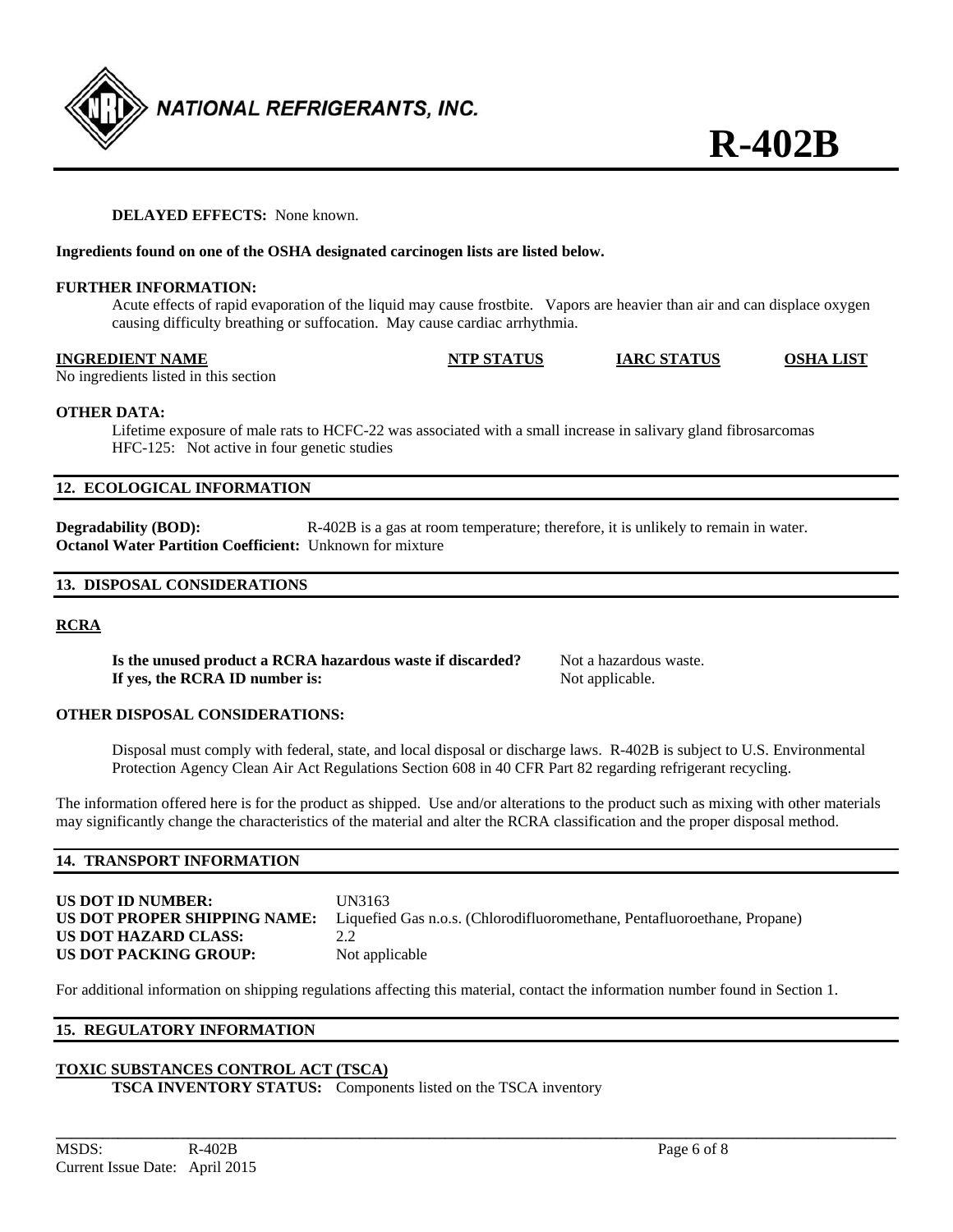**DELAYED EFFECTS:** None known.

**Ingredients found on one of the OSHA designated carcinogen lists are listed below.**

**FURTHER INFORMATION:**

Acute effects of rapid evaporation of the liquid may cause frostbite. Vapors are heavier than air and can displace oxygen causing difficulty breathing or suffocation. May cause cardiac arrhythmia.

| INGREDIENT NAME | NTP STATUS | IARC STATUS | OSHA LIST |
|---|---|---|---|
| No ingredients listed in this section | | | |

**OTHER DATA:**

Lifetime exposure of male rats to HCFC-22 was associated with a small increase in salivary gland fibrosarcomas
HFC-125: Not active in four genetic studies

## 12. ECOLOGICAL INFORMATION

**Degradability (BOD):** R-402B is a gas at room temperature; therefore, it is unlikely to remain in water.
**Octanol Water Partition Coefficient:** Unknown for mixture

## 13. DISPOSAL CONSIDERATIONS

**RCRA**

**Is the unused product a RCRA hazardous waste if discarded?** Not a hazardous waste.
**If yes, the RCRA ID number is:** Not applicable.

**OTHER DISPOSAL CONSIDERATIONS:**

Disposal must comply with federal, state, and local disposal or discharge laws. R-402B is subject to U.S. Environmental Protection Agency Clean Air Act Regulations Section 608 in 40 CFR Part 82 regarding refrigerant recycling.

The information offered here is for the product as shipped. Use and/or alterations to the product such as mixing with other materials may significantly change the characteristics of the material and alter the RCRA classification and the proper disposal method.

## 14. TRANSPORT INFORMATION

**US DOT ID NUMBER:** UN3163
**US DOT PROPER SHIPPING NAME:** Liquefied Gas n.o.s. (Chlorodifluoromethane, Pentafluoroethane, Propane)
**US DOT HAZARD CLASS:** 2.2
**US DOT PACKING GROUP:** Not applicable

For additional information on shipping regulations affecting this material, contact the information number found in Section 1.

## 15. REGULATORY INFORMATION

**TOXIC SUBSTANCES CONTROL ACT (TSCA)**

**TSCA INVENTORY STATUS:** Components listed on the TSCA inventory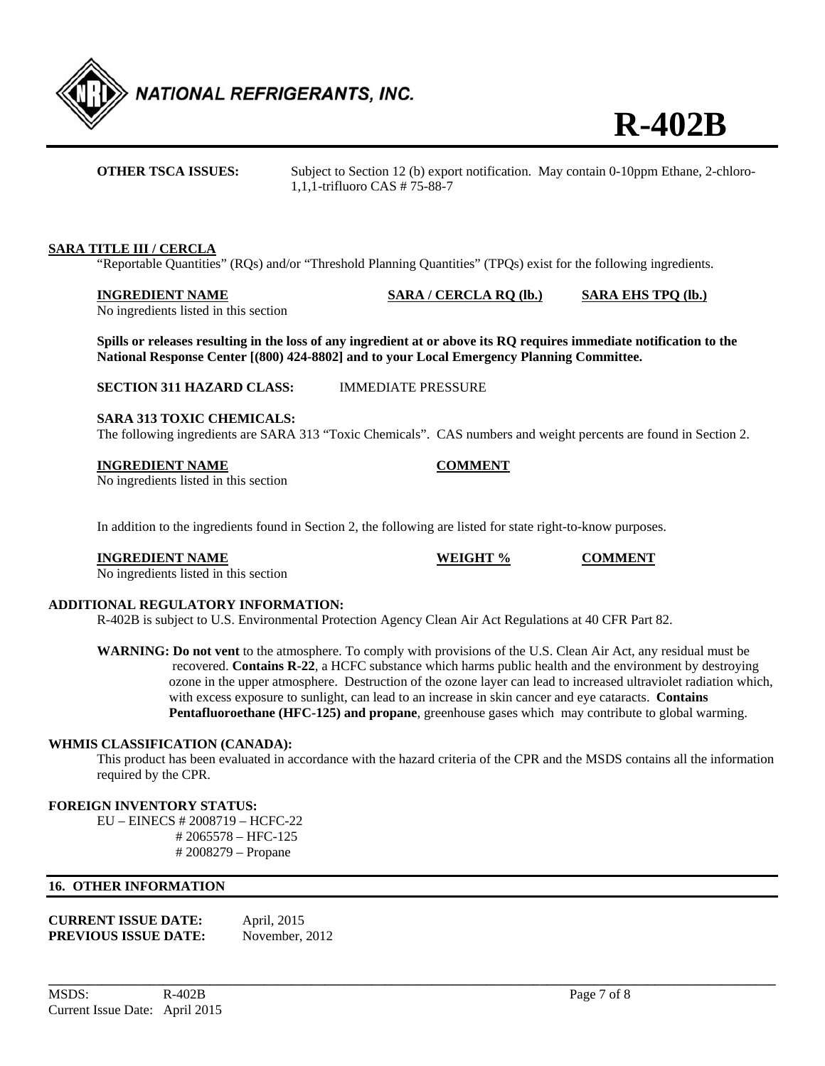**OTHER TSCA ISSUES:** Subject to Section 12 (b) export notification. May contain 0-10ppm Ethane, 2-chloro-1,1,1-trifluoro CAS # 75-88-7

**SARA TITLE III / CERCLA**

"Reportable Quantities" (RQs) and/or "Threshold Planning Quantities" (TPQs) exist for the following ingredients.

| INGREDIENT NAME | SARA / CERCLA RQ (lb.) | SARA EHS TPQ (lb.) |
|---|---|---|
| No ingredients listed in this section | | |

**Spills or releases resulting in the loss of any ingredient at or above its RQ requires immediate notification to the National Response Center [(800) 424-8802] and to your Local Emergency Planning Committee.**

**SECTION 311 HAZARD CLASS:** IMMEDIATE PRESSURE

**SARA 313 TOXIC CHEMICALS:**

The following ingredients are SARA 313 "Toxic Chemicals". CAS numbers and weight percents are found in Section 2.

| INGREDIENT NAME | COMMENT |
|---|---|
| No ingredients listed in this section | |

In addition to the ingredients found in Section 2, the following are listed for state right-to-know purposes.

| INGREDIENT NAME | WEIGHT % | COMMENT |
|---|---|---|
| No ingredients listed in this section | | |

**ADDITIONAL REGULATORY INFORMATION:**

R-402B is subject to U.S. Environmental Protection Agency Clean Air Act Regulations at 40 CFR Part 82.

**WARNING: Do not vent** to the atmosphere. To comply with provisions of the U.S. Clean Air Act, any residual must be recovered. **Contains R-22**, a HCFC substance which harms public health and the environment by destroying ozone in the upper atmosphere. Destruction of the ozone layer can lead to increased ultraviolet radiation which, with excess exposure to sunlight, can lead to an increase in skin cancer and eye cataracts. **Contains Pentafluoroethane (HFC-125) and propane**, greenhouse gases which may contribute to global warming.

**WHMIS CLASSIFICATION (CANADA):**

This product has been evaluated in accordance with the hazard criteria of the CPR and the MSDS contains all the information required by the CPR.

**FOREIGN INVENTORY STATUS:**

EU – EINECS # 2008719 – HCFC-22
# 2065578 – HFC-125
# 2008279 – Propane

## 16. OTHER INFORMATION

**CURRENT ISSUE DATE:** April, 2015
**PREVIOUS ISSUE DATE:** November, 2012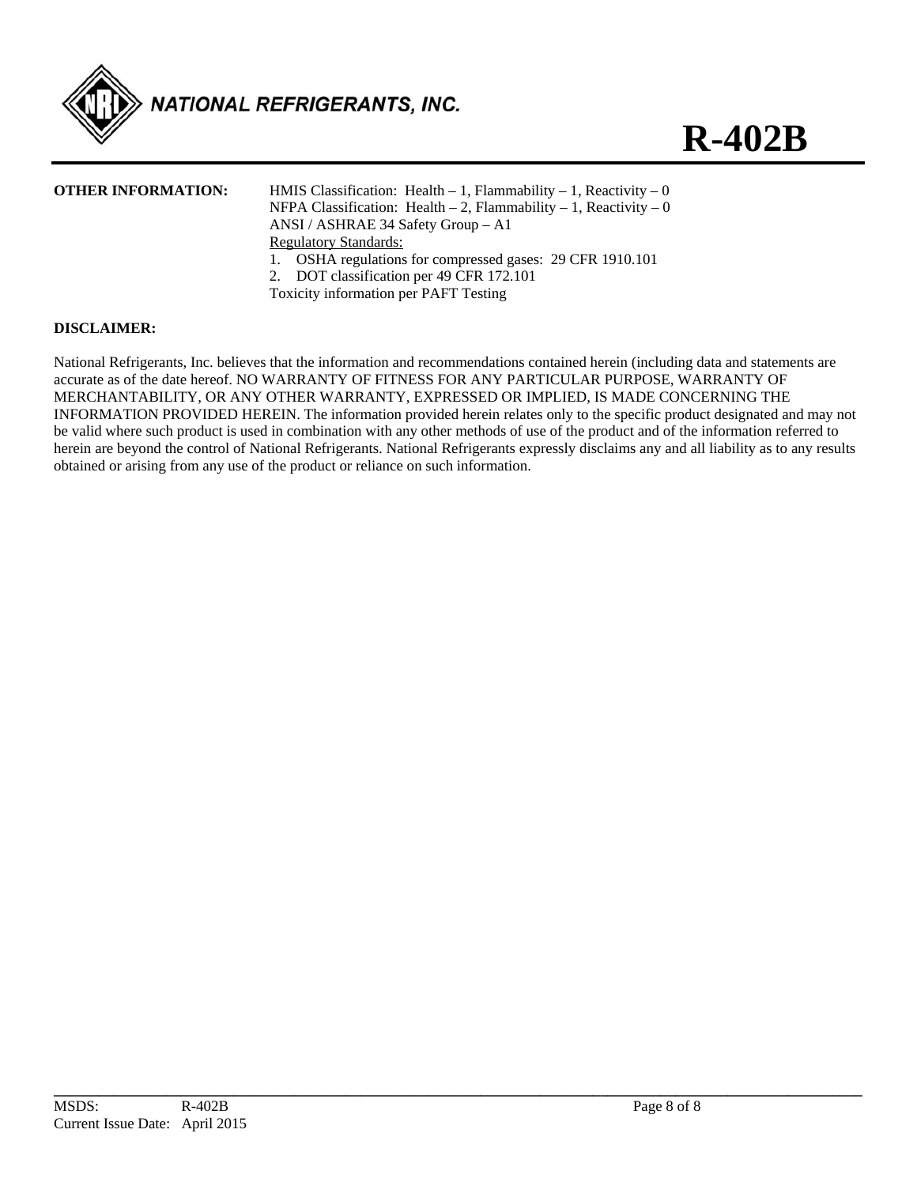**OTHER INFORMATION:**

HMIS Classification: Health – 1, Flammability – 1, Reactivity – 0
NFPA Classification: Health – 2, Flammability – 1, Reactivity – 0
ANSI / ASHRAE 34 Safety Group – A1

Regulatory Standards:

1. OSHA regulations for compressed gases: 29 CFR 1910.101
2. DOT classification per 49 CFR 172.101

Toxicity information per PAFT Testing

**DISCLAIMER:**

National Refrigerants, Inc. believes that the information and recommendations contained herein (including data and statements are accurate as of the date hereof. NO WARRANTY OF FITNESS FOR ANY PARTICULAR PURPOSE, WARRANTY OF MERCHANTABILITY, OR ANY OTHER WARRANTY, EXPRESSED OR IMPLIED, IS MADE CONCERNING THE INFORMATION PROVIDED HEREIN. The information provided herein relates only to the specific product designated and may not be valid where such product is used in combination with any other methods of use of the product and of the information referred to herein are beyond the control of National Refrigerants. National Refrigerants expressly disclaims any and all liability as to any results obtained or arising from any use of the product or reliance on such information.